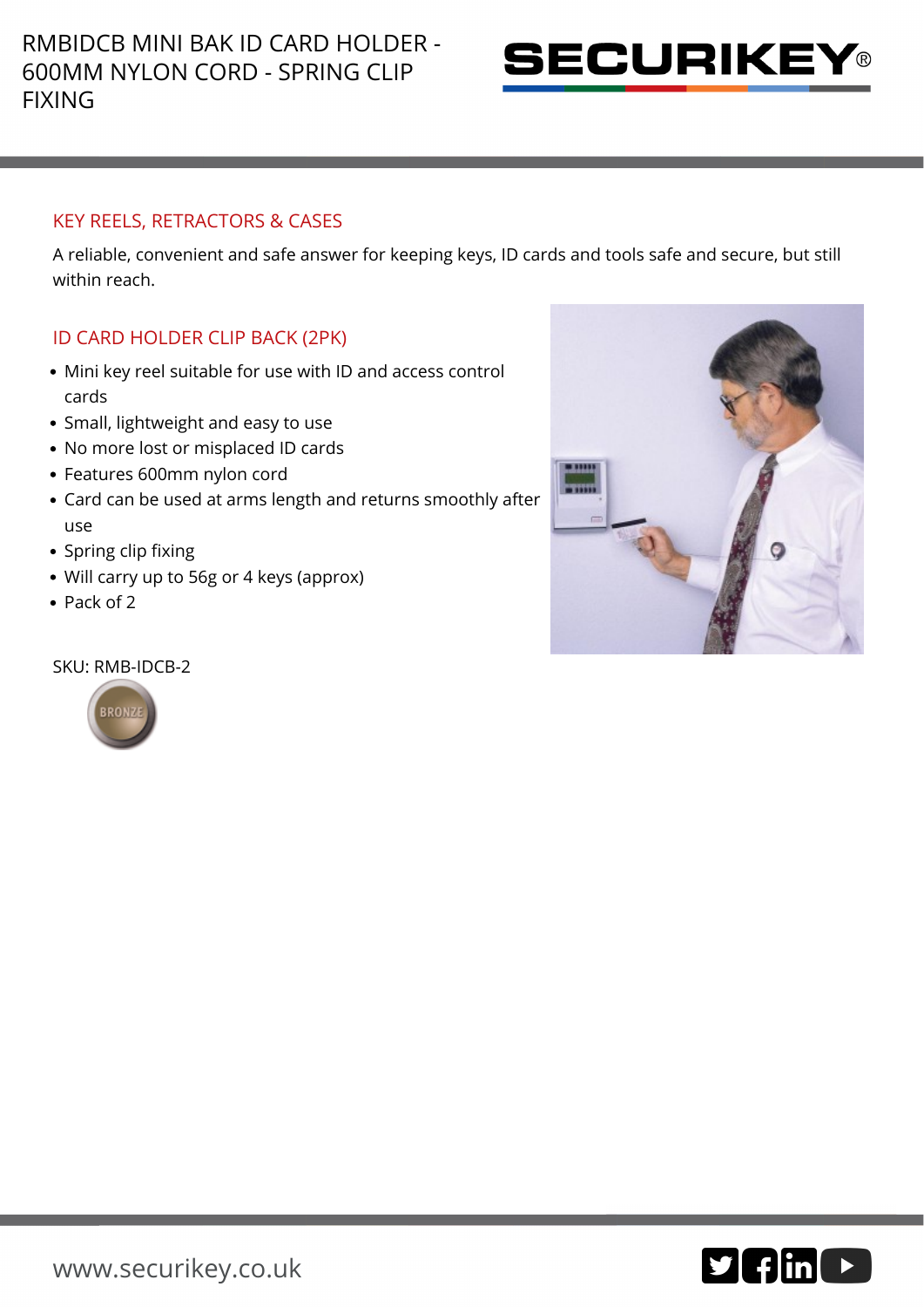# RMBIDCB MINI BAK ID CARD HOLDER - 600MM NYLON CORD - SPRING CLIP FIXING

## KEY REELS, RETRACTORS & CASES

A reliable, convenient and safe answer for keeping keys, ID cards and tools safe and secure, but still within reach.

## ID CARD HOLDER CLIP BACK (2PK)

- Mini key reel suitable for use with ID and access control cards
- Small, lightweight and easy to use
- No more lost or misplaced ID cards
- Features 600mm nylon cord
- Card can be used at arms length and returns smoothly after use
- Spring clip fixing
- Will carry up to 56g or 4 keys (approx)
- Pack of 2

SKU: RMB-IDCB-2

BRONZE

www.securikey.co.uk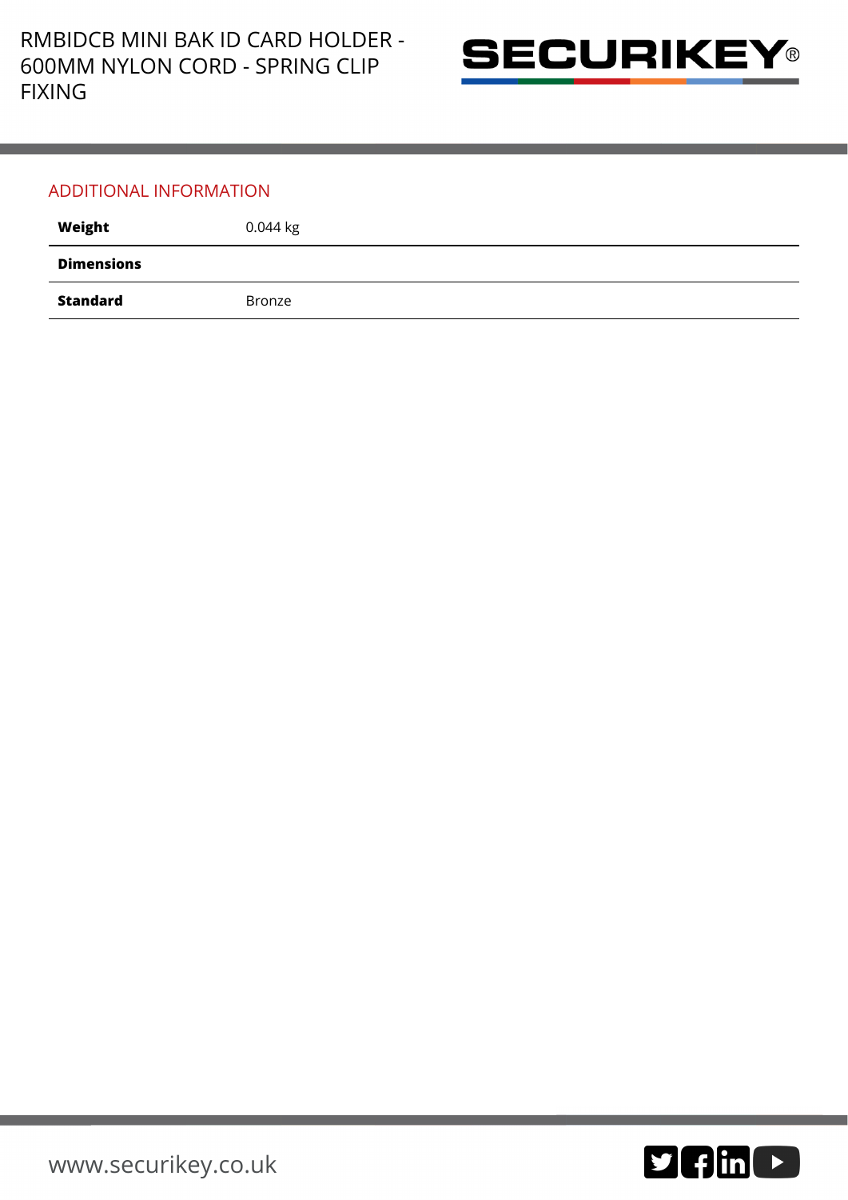## ADDITIONAL INFORMATION

| **Weight** | 0.044 kg |
|---|---|
| **Dimensions** | |
| **Standard** | Bronze |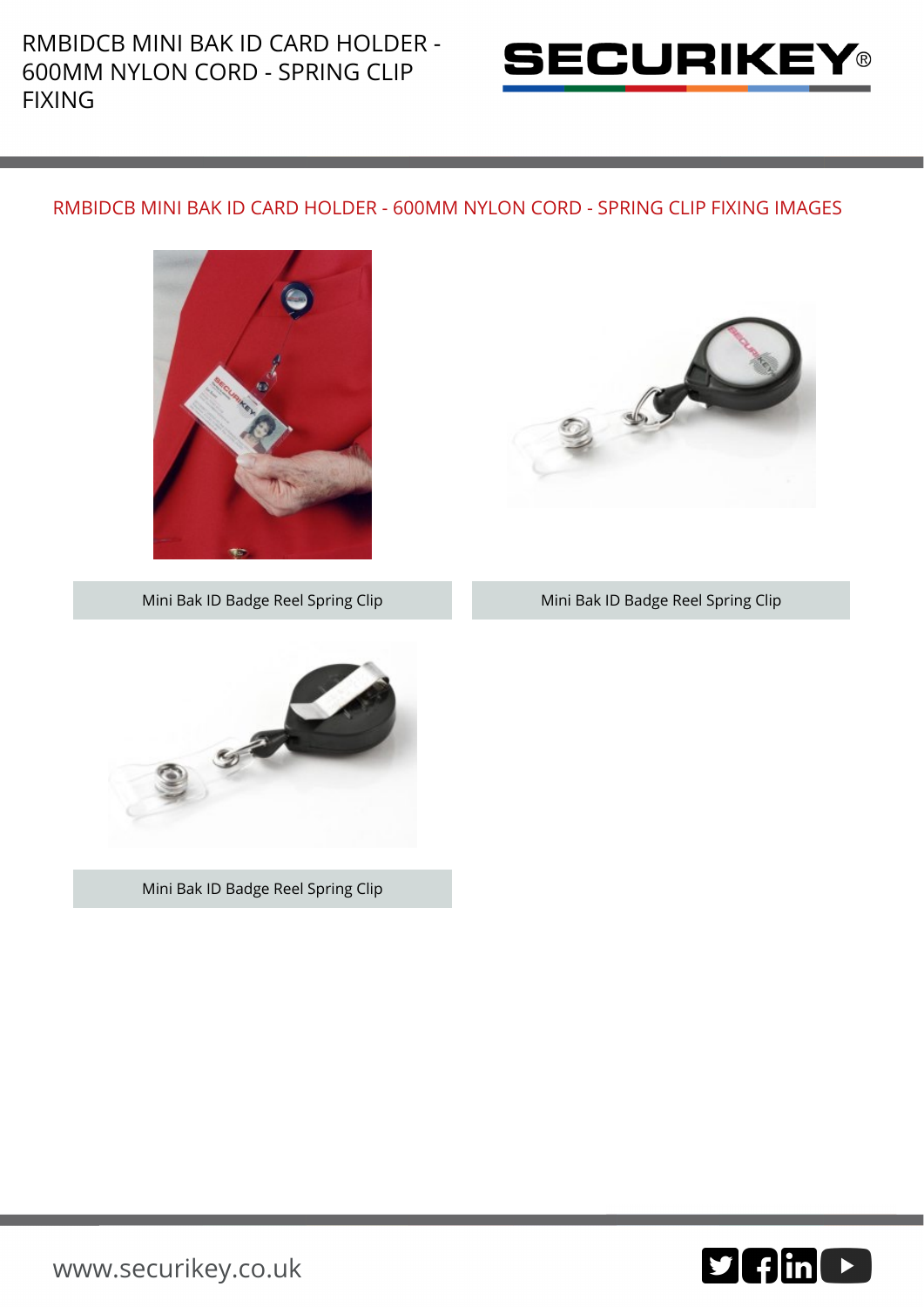# RMBIDCB MINI BAK ID CARD HOLDER - 600MM NYLON CORD - SPRING CLIP FIXING

## RMBIDCB MINI BAK ID CARD HOLDER - 600MM NYLON CORD - SPRING CLIP FIXING IMAGES

Mini Bak ID Badge Reel Spring Clip

Mini Bak ID Badge Reel Spring Clip

Mini Bak ID Badge Reel Spring Clip

www.securikey.co.uk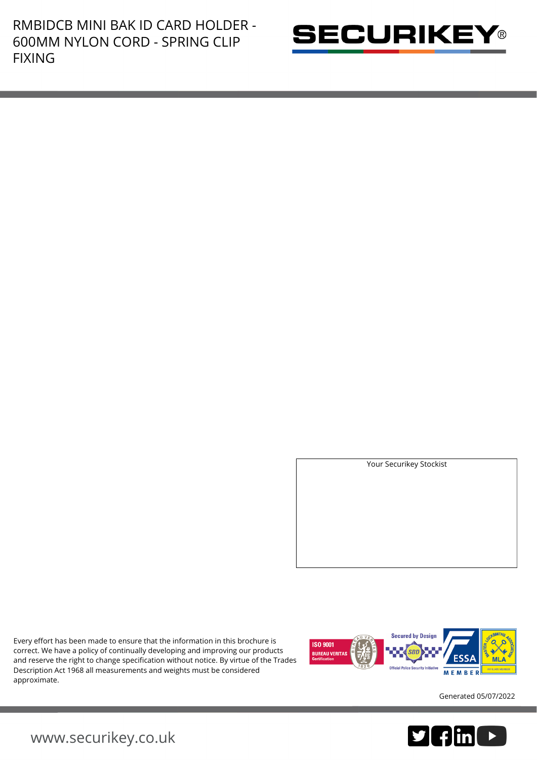# RMBIDCB MINI BAK ID CARD HOLDER - 600MM NYLON CORD - SPRING CLIP FIXING

Your Securikey Stockist

Every effort has been made to ensure that the information in this brochure is correct. We have a policy of continually developing and improving our products and reserve the right to change specification without notice. By virtue of the Trades Description Act 1968 all measurements and weights must be considered approximate.

Generated 05/07/2022

www.securikey.co.uk